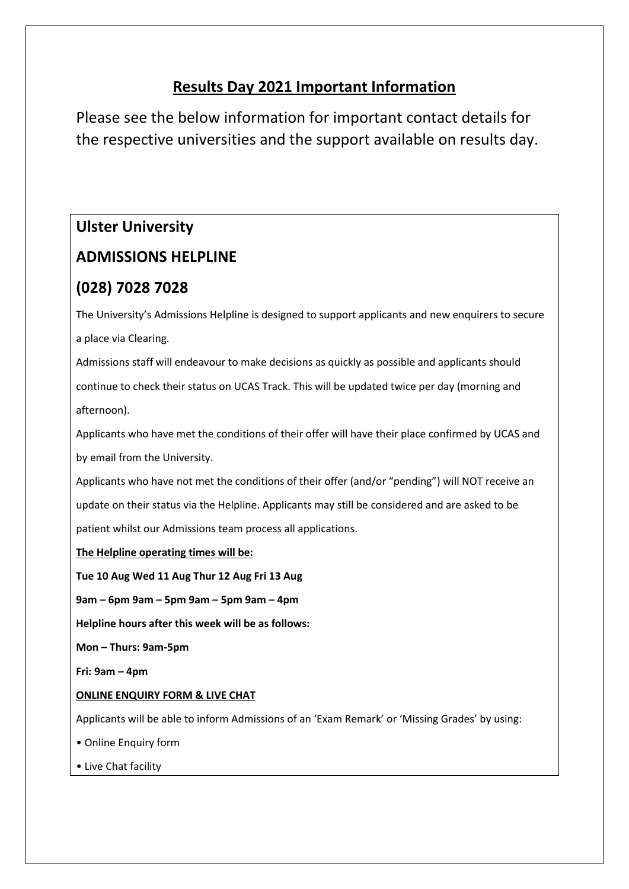# Results Day 2021 Important Information

Please see the below information for important contact details for the respective universities and the support available on results day.

## Ulster University

## ADMISSIONS HELPLINE

## (028) 7028 7028

The University's Admissions Helpline is designed to support applicants and new enquirers to secure a place via Clearing.

Admissions staff will endeavour to make decisions as quickly as possible and applicants should continue to check their status on UCAS Track. This will be updated twice per day (morning and afternoon).

Applicants who have met the conditions of their offer will have their place confirmed by UCAS and by email from the University.

Applicants who have not met the conditions of their offer (and/or "pending") will NOT receive an update on their status via the Helpline. Applicants may still be considered and are asked to be patient whilst our Admissions team process all applications.

**The Helpline operating times will be:**

**Tue 10 Aug Wed 11 Aug Thur 12 Aug Fri 13 Aug**

**9am – 6pm 9am – 5pm 9am – 5pm 9am – 4pm**

**Helpline hours after this week will be as follows:**

**Mon – Thurs: 9am-5pm**

**Fri: 9am – 4pm**

**ONLINE ENQUIRY FORM & LIVE CHAT**

Applicants will be able to inform Admissions of an 'Exam Remark' or 'Missing Grades' by using:

- Online Enquiry form
- Live Chat facility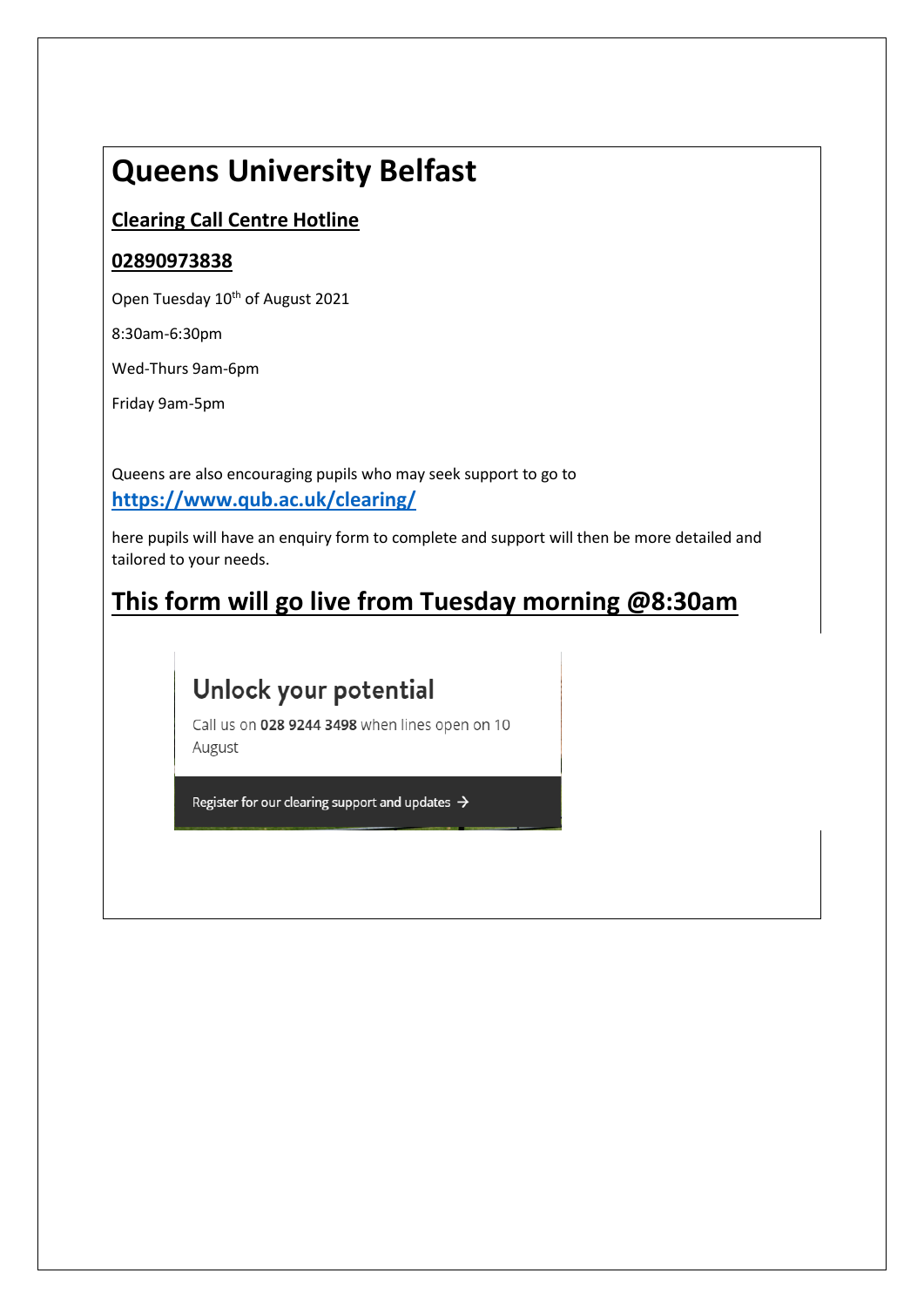# Queens University Belfast

**<u>Clearing Call Centre Hotline</u>**

**<u>02890973838</u>**

Open Tuesday 10th of August 2021

8:30am-6:30pm

Wed-Thurs 9am-6pm

Friday 9am-5pm

Queens are also encouraging pupils who may seek support to go to **https://www.qub.ac.uk/clearing/**

here pupils will have an enquiry form to complete and support will then be more detailed and tailored to your needs.

## <u>This form will go live from Tuesday morning @8:30am</u>

### Unlock your potential

Call us on **028 9244 3498** when lines open on 10 August

Register for our clearing support and updates →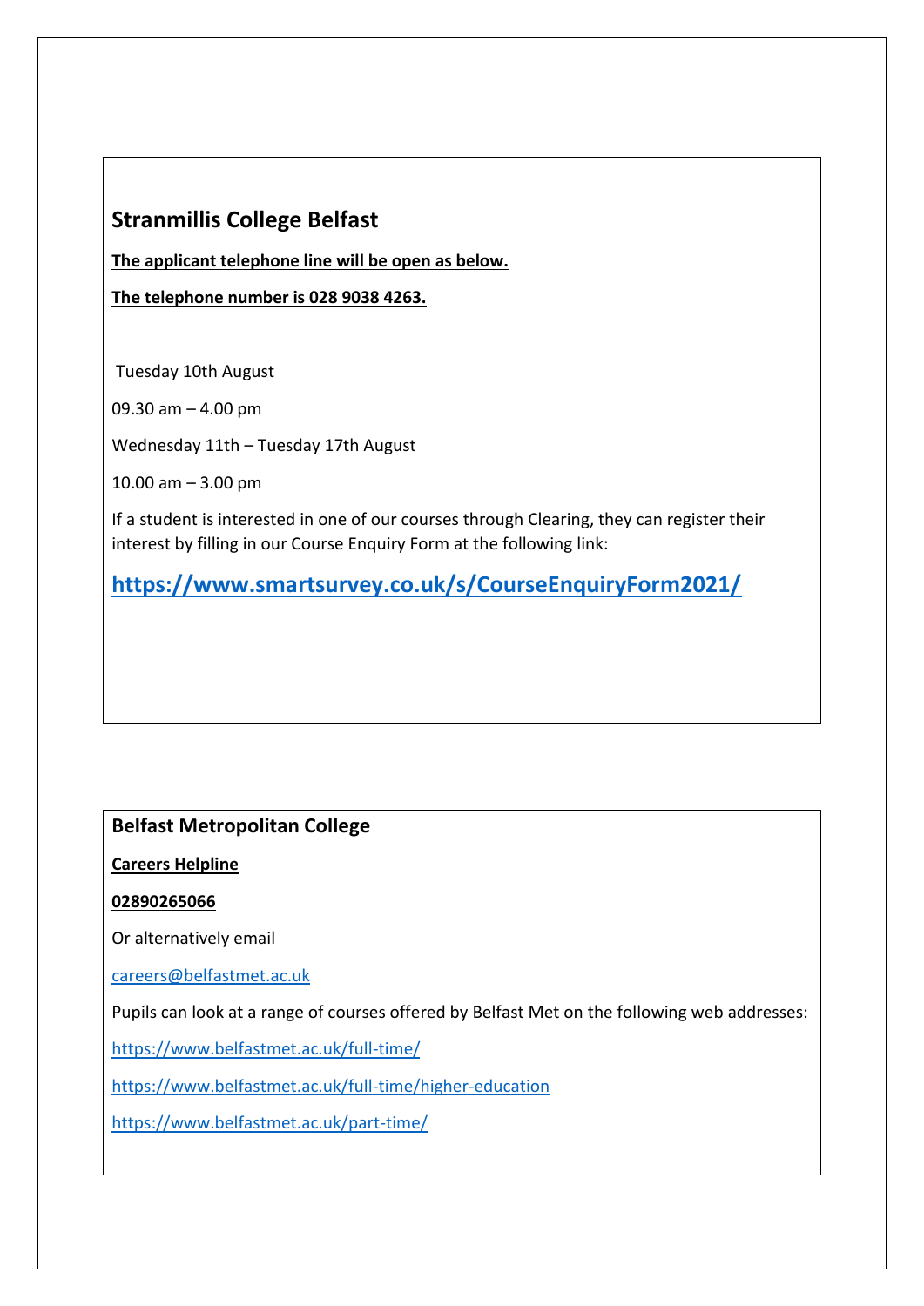## Stranmillis College Belfast

**The applicant telephone line will be open as below.**

**The telephone number is 028 9038 4263.**

Tuesday 10th August

09.30 am – 4.00 pm

Wednesday 11th – Tuesday 17th August

10.00 am – 3.00 pm

If a student is interested in one of our courses through Clearing, they can register their interest by filling in our Course Enquiry Form at the following link:

**https://www.smartsurvey.co.uk/s/CourseEnquiryForm2021/**

## Belfast Metropolitan College

**Careers Helpline**

**02890265066**

Or alternatively email

careers@belfastmet.ac.uk

Pupils can look at a range of courses offered by Belfast Met on the following web addresses:

https://www.belfastmet.ac.uk/full-time/

https://www.belfastmet.ac.uk/full-time/higher-education

https://www.belfastmet.ac.uk/part-time/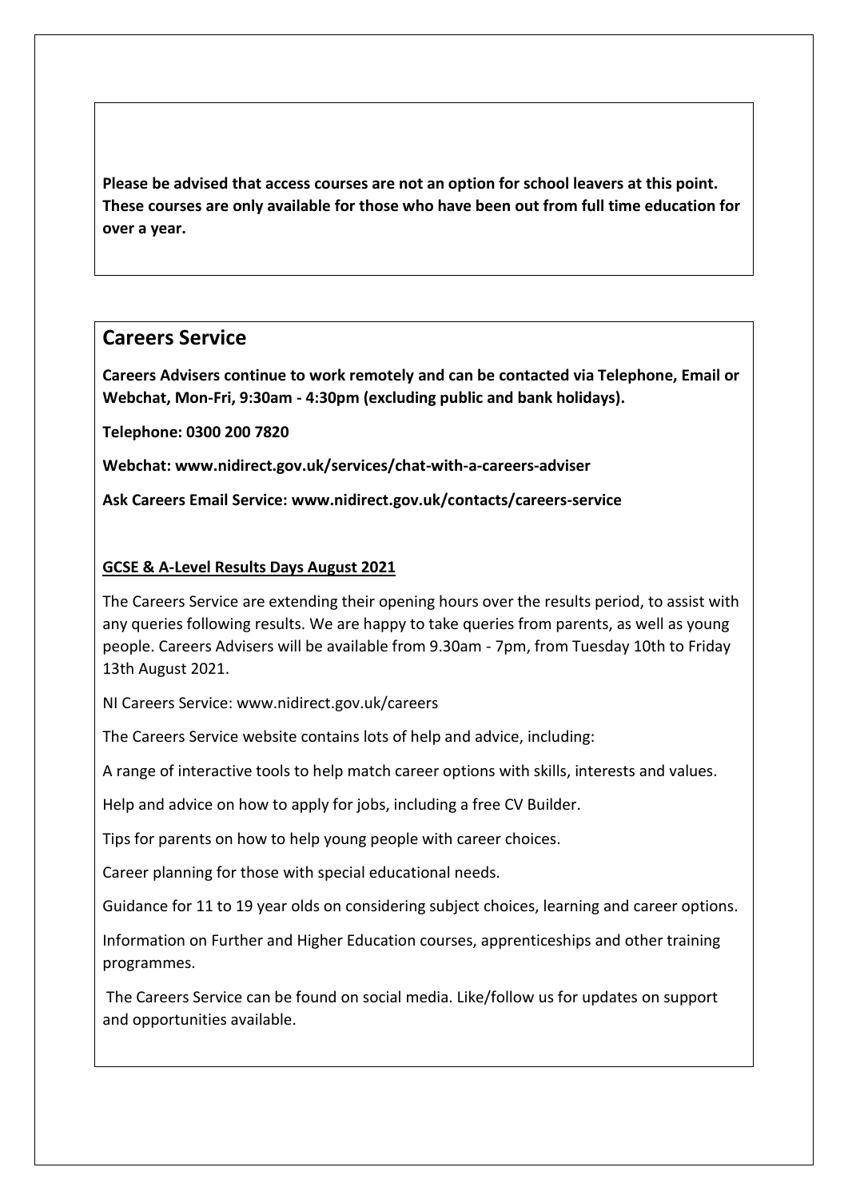**Please be advised that access courses are not an option for school leavers at this point. These courses are only available for those who have been out from full time education for over a year.**

## Careers Service

**Careers Advisers continue to work remotely and can be contacted via Telephone, Email or Webchat, Mon-Fri, 9:30am - 4:30pm (excluding public and bank holidays).**

**Telephone: 0300 200 7820**

**Webchat: www.nidirect.gov.uk/services/chat-with-a-careers-adviser**

**Ask Careers Email Service: www.nidirect.gov.uk/contacts/careers-service**

**GCSE & A-Level Results Days August 2021**

The Careers Service are extending their opening hours over the results period, to assist with any queries following results. We are happy to take queries from parents, as well as young people. Careers Advisers will be available from 9.30am - 7pm, from Tuesday 10th to Friday 13th August 2021.

NI Careers Service: www.nidirect.gov.uk/careers

The Careers Service website contains lots of help and advice, including:

A range of interactive tools to help match career options with skills, interests and values.

Help and advice on how to apply for jobs, including a free CV Builder.

Tips for parents on how to help young people with career choices.

Career planning for those with special educational needs.

Guidance for 11 to 19 year olds on considering subject choices, learning and career options.

Information on Further and Higher Education courses, apprenticeships and other training programmes.

The Careers Service can be found on social media. Like/follow us for updates on support and opportunities available.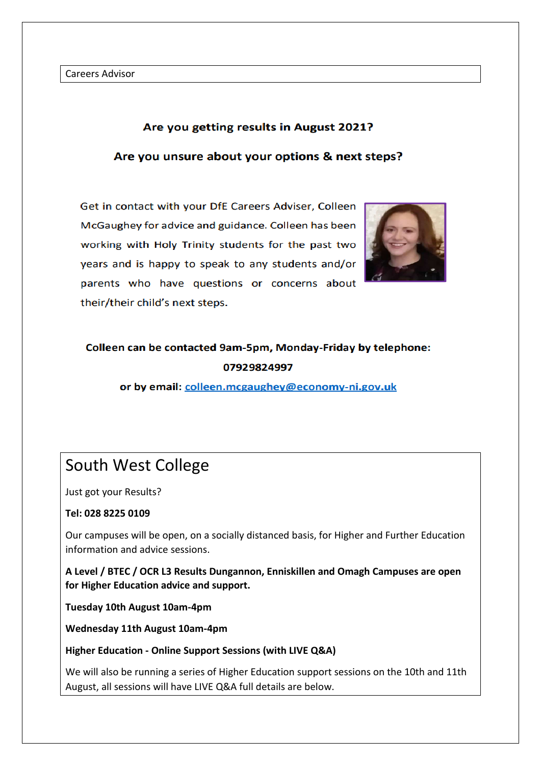Careers Advisor

**Are you getting results in August 2021?**

**Are you unsure about your options & next steps?**

Get in contact with your DfE Careers Adviser, Colleen McGaughey for advice and guidance. Colleen has been working with Holy Trinity students for the past two years and is happy to speak to any students and/or parents who have questions or concerns about their/their child's next steps.

**Colleen can be contacted 9am-5pm, Monday-Friday by telephone:**

**07929824997**

**or by email:** colleen.mcgaughey@economy-ni.gov.uk

# South West College

Just got your Results?

**Tel: 028 8225 0109**

Our campuses will be open, on a socially distanced basis, for Higher and Further Education information and advice sessions.

**A Level / BTEC / OCR L3 Results Dungannon, Enniskillen and Omagh Campuses are open for Higher Education advice and support.**

**Tuesday 10th August 10am-4pm**

**Wednesday 11th August 10am-4pm**

**Higher Education - Online Support Sessions (with LIVE Q&A)**

We will also be running a series of Higher Education support sessions on the 10th and 11th August, all sessions will have LIVE Q&A full details are below.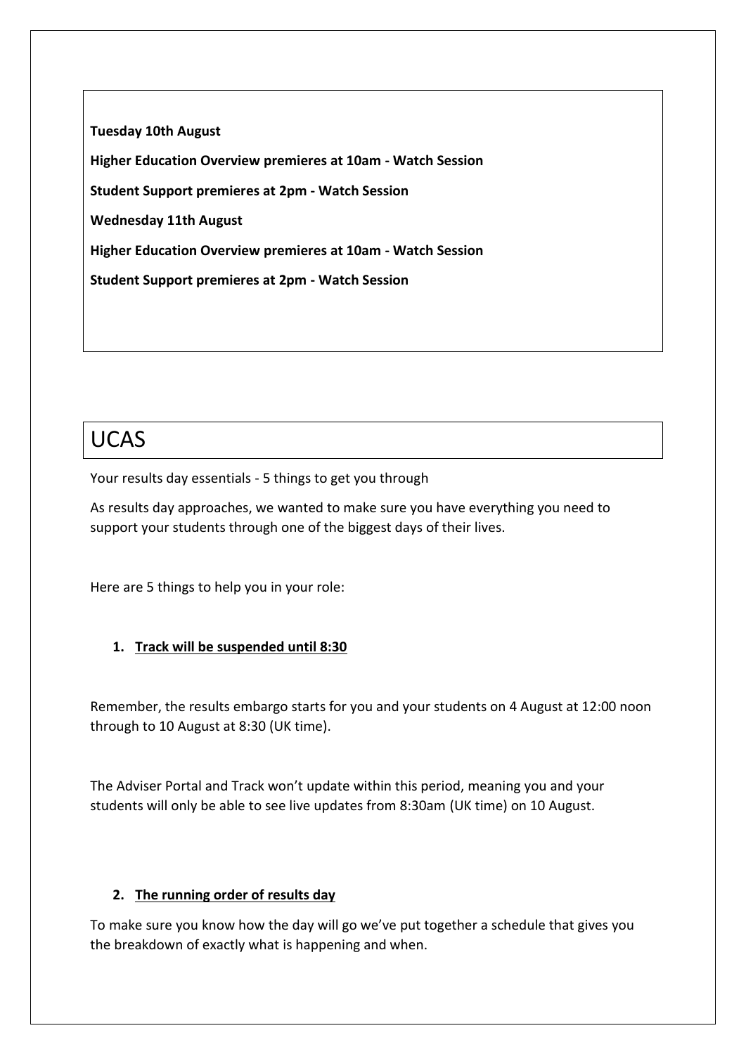**Tuesday 10th August**

**Higher Education Overview premieres at 10am - Watch Session**

**Student Support premieres at 2pm - Watch Session**

**Wednesday 11th August**

**Higher Education Overview premieres at 10am - Watch Session**

**Student Support premieres at 2pm - Watch Session**

# UCAS

Your results day essentials - 5 things to get you through

As results day approaches, we wanted to make sure you have everything you need to support your students through one of the biggest days of their lives.

Here are 5 things to help you in your role:

1. **Track will be suspended until 8:30**

Remember, the results embargo starts for you and your students on 4 August at 12:00 noon through to 10 August at 8:30 (UK time).

The Adviser Portal and Track won't update within this period, meaning you and your students will only be able to see live updates from 8:30am (UK time) on 10 August.

2. **The running order of results day**

To make sure you know how the day will go we've put together a schedule that gives you the breakdown of exactly what is happening and when.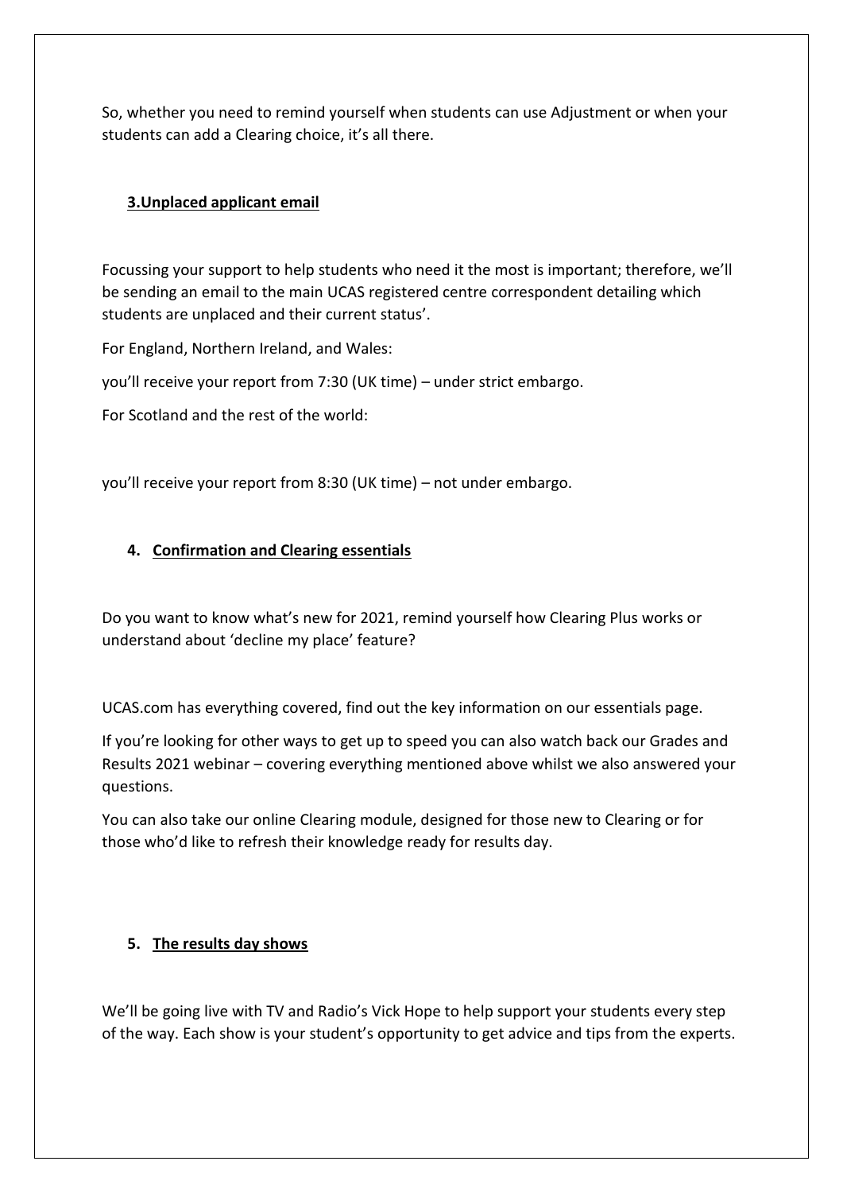So, whether you need to remind yourself when students can use Adjustment or when your students can add a Clearing choice, it's all there.

### **3.Unplaced applicant email**

Focussing your support to help students who need it the most is important; therefore, we'll be sending an email to the main UCAS registered centre correspondent detailing which students are unplaced and their current status'.

For England, Northern Ireland, and Wales:

you'll receive your report from 7:30 (UK time) – under strict embargo.

For Scotland and the rest of the world:

you'll receive your report from 8:30 (UK time) – not under embargo.

### **4. Confirmation and Clearing essentials**

Do you want to know what's new for 2021, remind yourself how Clearing Plus works or understand about 'decline my place' feature?

UCAS.com has everything covered, find out the key information on our essentials page.

If you're looking for other ways to get up to speed you can also watch back our Grades and Results 2021 webinar – covering everything mentioned above whilst we also answered your questions.

You can also take our online Clearing module, designed for those new to Clearing or for those who'd like to refresh their knowledge ready for results day.

### **5. The results day shows**

We'll be going live with TV and Radio's Vick Hope to help support your students every step of the way. Each show is your student's opportunity to get advice and tips from the experts.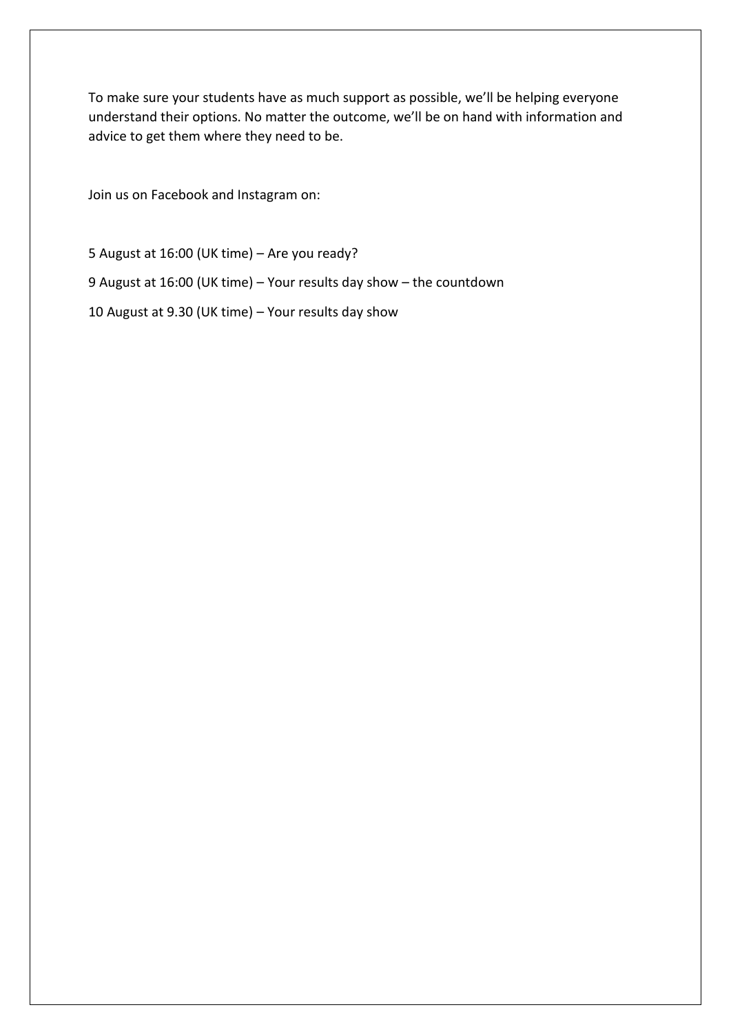To make sure your students have as much support as possible, we'll be helping everyone understand their options. No matter the outcome, we'll be on hand with information and advice to get them where they need to be.

Join us on Facebook and Instagram on:

5 August at 16:00 (UK time) – Are you ready?

9 August at 16:00 (UK time) – Your results day show – the countdown

10 August at 9.30 (UK time) – Your results day show